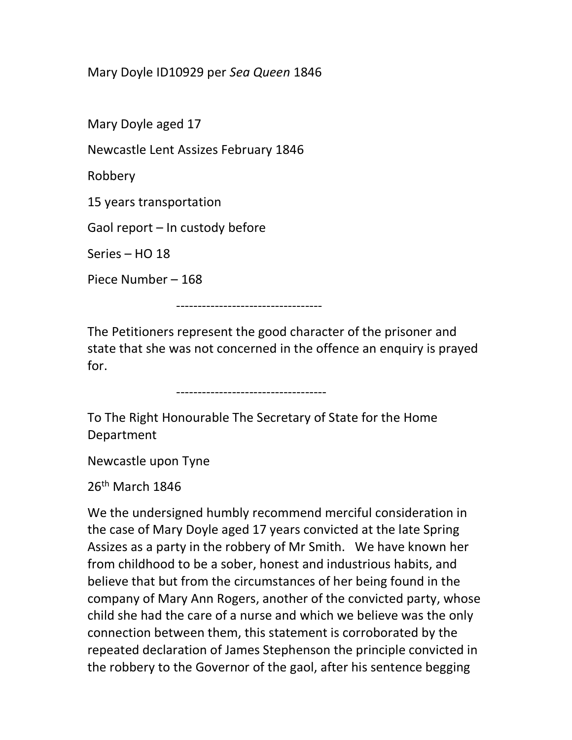Mary Doyle ID10929 per *Sea Queen* 1846

Mary Doyle aged 17

Newcastle Lent Assizes February 1846

Robbery

15 years transportation

Gaol report – In custody before

Series – HO 18

Piece Number – 168

----------------------------------

The Petitioners represent the good character of the prisoner and state that she was not concerned in the offence an enquiry is prayed for.

----------------------------------

To The Right Honourable The Secretary of State for the Home Department

Newcastle upon Tyne

26th March 1846

We the undersigned humbly recommend merciful consideration in the case of Mary Doyle aged 17 years convicted at the late Spring Assizes as a party in the robbery of Mr Smith. We have known her from childhood to be a sober, honest and industrious habits, and believe that but from the circumstances of her being found in the company of Mary Ann Rogers, another of the convicted party, whose child she had the care of a nurse and which we believe was the only connection between them, this statement is corroborated by the repeated declaration of James Stephenson the principle convicted in the robbery to the Governor of the gaol, after his sentence begging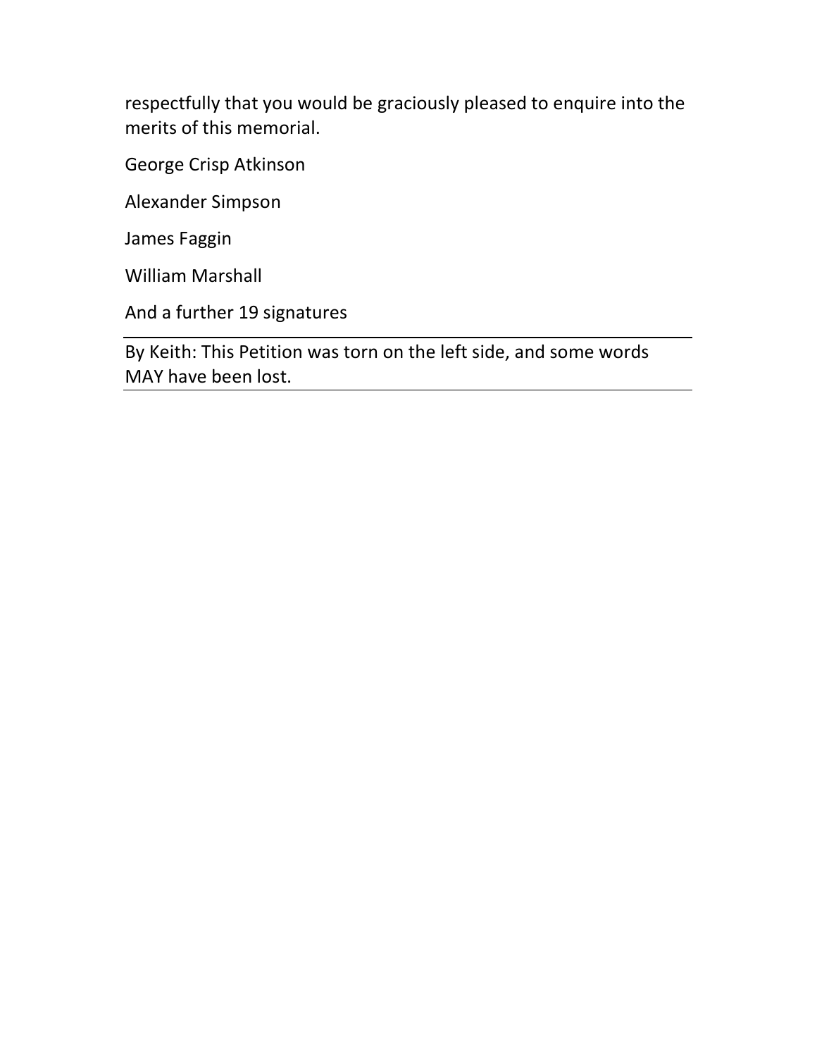respectfully that you would be graciously pleased to enquire into the merits of this memorial.

George Crisp Atkinson

Alexander Simpson

James Faggin

William Marshall

And a further 19 signatures

---

By Keith: This Petition was torn on the left side, and some words MAY have been lost.

---